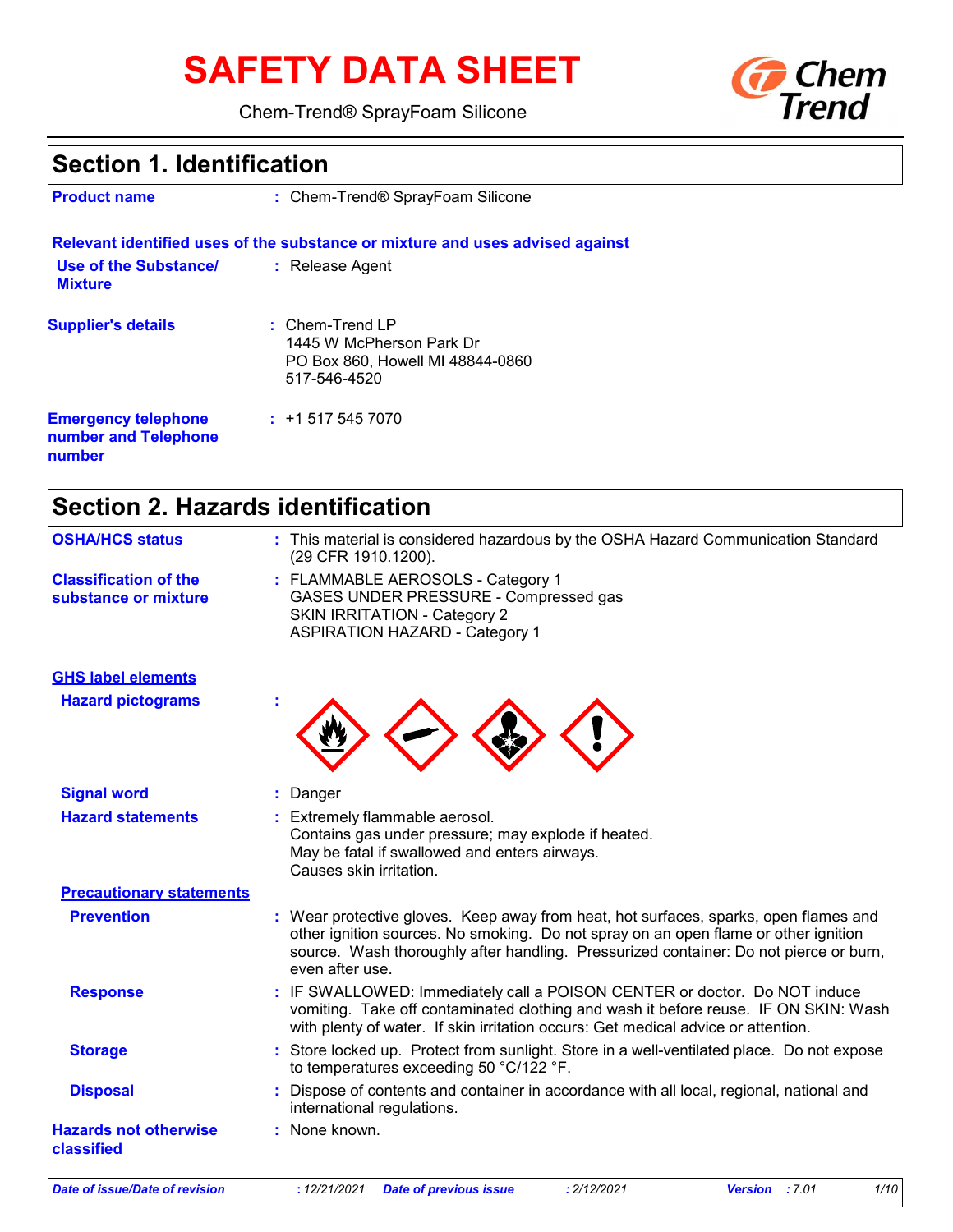# SAFETY DATA SHEET

Chem-Trend® SprayFoam Silicone

## Section 1. Identification

**Product name** : Chem-Trend® SprayFoam Silicone

**Relevant identified uses of the substance or mixture and uses advised against**

**Use of the Substance/ Mixture** : Release Agent

**Supplier's details** : Chem-Trend LP
1445 W McPherson Park Dr
PO Box 860, Howell MI 48844-0860
517-546-4520

**Emergency telephone number and Telephone number** : +1 517 545 7070

## Section 2. Hazards identification

**OSHA/HCS status** : This material is considered hazardous by the OSHA Hazard Communication Standard (29 CFR 1910.1200).

**Classification of the substance or mixture** : FLAMMABLE AEROSOLS - Category 1
GASES UNDER PRESSURE - Compressed gas
SKIN IRRITATION - Category 2
ASPIRATION HAZARD - Category 1

**GHS label elements**

**Hazard pictograms** :

**Signal word** : Danger

**Hazard statements** : Extremely flammable aerosol.
Contains gas under pressure; may explode if heated.
May be fatal if swallowed and enters airways.
Causes skin irritation.

**Precautionary statements**

**Prevention** : Wear protective gloves. Keep away from heat, hot surfaces, sparks, open flames and other ignition sources. No smoking. Do not spray on an open flame or other ignition source. Wash thoroughly after handling. Pressurized container: Do not pierce or burn, even after use.

**Response** : IF SWALLOWED: Immediately call a POISON CENTER or doctor. Do NOT induce vomiting. Take off contaminated clothing and wash it before reuse. IF ON SKIN: Wash with plenty of water. If skin irritation occurs: Get medical advice or attention.

**Storage** : Store locked up. Protect from sunlight. Store in a well-ventilated place. Do not expose to temperatures exceeding 50 °C/122 °F.

**Disposal** : Dispose of contents and container in accordance with all local, regional, national and international regulations.

**Hazards not otherwise classified** : None known.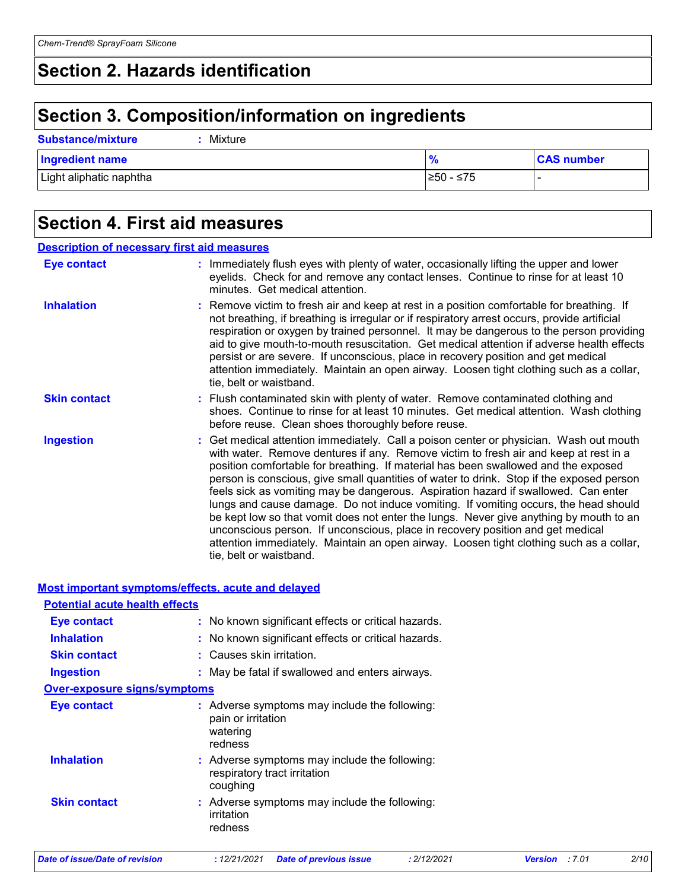# Section 2. Hazards identification

# Section 3. Composition/information on ingredients

**Substance/mixture** : Mixture

| Ingredient name | % | CAS number |
| --- | --- | --- |
| Light aliphatic naphtha | ≥50 - ≤75 | - |

# Section 4. First aid measures

## Description of necessary first aid measures

**Eye contact** : Immediately flush eyes with plenty of water, occasionally lifting the upper and lower eyelids. Check for and remove any contact lenses. Continue to rinse for at least 10 minutes. Get medical attention.

**Inhalation** : Remove victim to fresh air and keep at rest in a position comfortable for breathing. If not breathing, if breathing is irregular or if respiratory arrest occurs, provide artificial respiration or oxygen by trained personnel. It may be dangerous to the person providing aid to give mouth-to-mouth resuscitation. Get medical attention if adverse health effects persist or are severe. If unconscious, place in recovery position and get medical attention immediately. Maintain an open airway. Loosen tight clothing such as a collar, tie, belt or waistband.

**Skin contact** : Flush contaminated skin with plenty of water. Remove contaminated clothing and shoes. Continue to rinse for at least 10 minutes. Get medical attention. Wash clothing before reuse. Clean shoes thoroughly before reuse.

**Ingestion** : Get medical attention immediately. Call a poison center or physician. Wash out mouth with water. Remove dentures if any. Remove victim to fresh air and keep at rest in a position comfortable for breathing. If material has been swallowed and the exposed person is conscious, give small quantities of water to drink. Stop if the exposed person feels sick as vomiting may be dangerous. Aspiration hazard if swallowed. Can enter lungs and cause damage. Do not induce vomiting. If vomiting occurs, the head should be kept low so that vomit does not enter the lungs. Never give anything by mouth to an unconscious person. If unconscious, place in recovery position and get medical attention immediately. Maintain an open airway. Loosen tight clothing such as a collar, tie, belt or waistband.

## Most important symptoms/effects, acute and delayed

### Potential acute health effects

**Eye contact** : No known significant effects or critical hazards.

**Inhalation** : No known significant effects or critical hazards.

**Skin contact** : Causes skin irritation.

**Ingestion** : May be fatal if swallowed and enters airways.

### Over-exposure signs/symptoms

**Eye contact** : Adverse symptoms may include the following:
pain or irritation
watering
redness

**Inhalation** : Adverse symptoms may include the following:
respiratory tract irritation
coughing

**Skin contact** : Adverse symptoms may include the following:
irritation
redness

*Date of issue/Date of revision* : 12/21/2021 *Date of previous issue* : 2/12/2021 *Version* : 7.01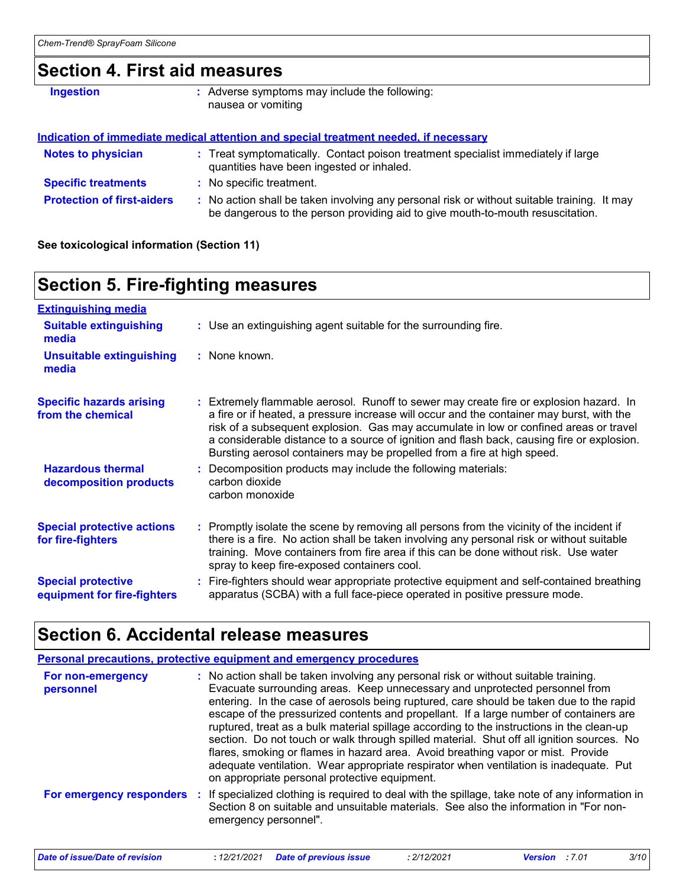## Section 4. First aid measures

**Ingestion** : Adverse symptoms may include the following:
nausea or vomiting

**Indication of immediate medical attention and special treatment needed, if necessary**

**Notes to physician** : Treat symptomatically. Contact poison treatment specialist immediately if large quantities have been ingested or inhaled.

**Specific treatments** : No specific treatment.

**Protection of first-aiders** : No action shall be taken involving any personal risk or without suitable training. It may be dangerous to the person providing aid to give mouth-to-mouth resuscitation.

**See toxicological information (Section 11)**

## Section 5. Fire-fighting measures

**Extinguishing media**

**Suitable extinguishing media** : Use an extinguishing agent suitable for the surrounding fire.

**Unsuitable extinguishing media** : None known.

**Specific hazards arising from the chemical** : Extremely flammable aerosol. Runoff to sewer may create fire or explosion hazard. In a fire or if heated, a pressure increase will occur and the container may burst, with the risk of a subsequent explosion. Gas may accumulate in low or confined areas or travel a considerable distance to a source of ignition and flash back, causing fire or explosion. Bursting aerosol containers may be propelled from a fire at high speed.

**Hazardous thermal decomposition products** : Decomposition products may include the following materials:
carbon dioxide
carbon monoxide

**Special protective actions for fire-fighters** : Promptly isolate the scene by removing all persons from the vicinity of the incident if there is a fire. No action shall be taken involving any personal risk or without suitable training. Move containers from fire area if this can be done without risk. Use water spray to keep fire-exposed containers cool.

**Special protective equipment for fire-fighters** : Fire-fighters should wear appropriate protective equipment and self-contained breathing apparatus (SCBA) with a full face-piece operated in positive pressure mode.

## Section 6. Accidental release measures

**Personal precautions, protective equipment and emergency procedures**

**For non-emergency personnel** : No action shall be taken involving any personal risk or without suitable training. Evacuate surrounding areas. Keep unnecessary and unprotected personnel from entering. In the case of aerosols being ruptured, care should be taken due to the rapid escape of the pressurized contents and propellant. If a large number of containers are ruptured, treat as a bulk material spillage according to the instructions in the clean-up section. Do not touch or walk through spilled material. Shut off all ignition sources. No flares, smoking or flames in hazard area. Avoid breathing vapor or mist. Provide adequate ventilation. Wear appropriate respirator when ventilation is inadequate. Put on appropriate personal protective equipment.

**For emergency responders** : If specialized clothing is required to deal with the spillage, take note of any information in Section 8 on suitable and unsuitable materials. See also the information in "For non-emergency personnel".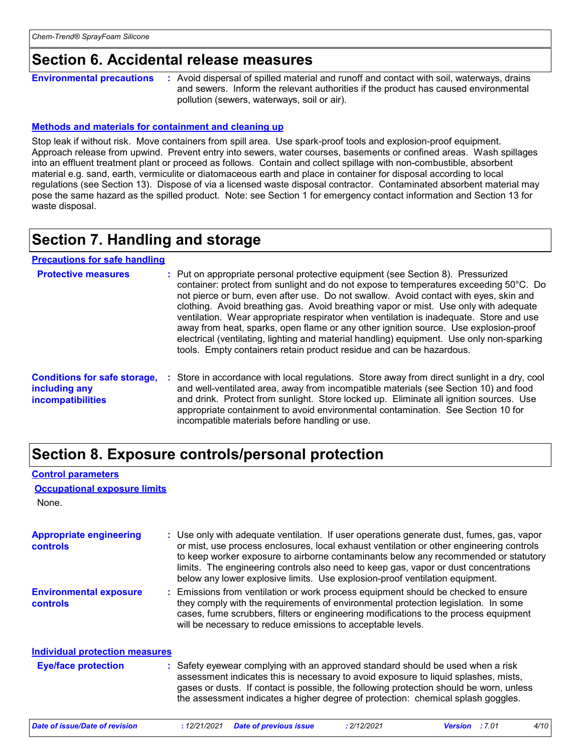## Section 6. Accidental release measures

**Environmental precautions** : Avoid dispersal of spilled material and runoff and contact with soil, waterways, drains and sewers. Inform the relevant authorities if the product has caused environmental pollution (sewers, waterways, soil or air).

### Methods and materials for containment and cleaning up

Stop leak if without risk. Move containers from spill area. Use spark-proof tools and explosion-proof equipment. Approach release from upwind. Prevent entry into sewers, water courses, basements or confined areas. Wash spillages into an effluent treatment plant or proceed as follows. Contain and collect spillage with non-combustible, absorbent material e.g. sand, earth, vermiculite or diatomaceous earth and place in container for disposal according to local regulations (see Section 13). Dispose of via a licensed waste disposal contractor. Contaminated absorbent material may pose the same hazard as the spilled product. Note: see Section 1 for emergency contact information and Section 13 for waste disposal.

## Section 7. Handling and storage

### Precautions for safe handling

**Protective measures** : Put on appropriate personal protective equipment (see Section 8). Pressurized container: protect from sunlight and do not expose to temperatures exceeding 50°C. Do not pierce or burn, even after use. Do not swallow. Avoid contact with eyes, skin and clothing. Avoid breathing gas. Avoid breathing vapor or mist. Use only with adequate ventilation. Wear appropriate respirator when ventilation is inadequate. Store and use away from heat, sparks, open flame or any other ignition source. Use explosion-proof electrical (ventilating, lighting and material handling) equipment. Use only non-sparking tools. Empty containers retain product residue and can be hazardous.

**Conditions for safe storage, including any incompatibilities** : Store in accordance with local regulations. Store away from direct sunlight in a dry, cool and well-ventilated area, away from incompatible materials (see Section 10) and food and drink. Protect from sunlight. Store locked up. Eliminate all ignition sources. Use appropriate containment to avoid environmental contamination. See Section 10 for incompatible materials before handling or use.

## Section 8. Exposure controls/personal protection

### Control parameters

#### Occupational exposure limits

None.

**Appropriate engineering controls** : Use only with adequate ventilation. If user operations generate dust, fumes, gas, vapor or mist, use process enclosures, local exhaust ventilation or other engineering controls to keep worker exposure to airborne contaminants below any recommended or statutory limits. The engineering controls also need to keep gas, vapor or dust concentrations below any lower explosive limits. Use explosion-proof ventilation equipment.

**Environmental exposure controls** : Emissions from ventilation or work process equipment should be checked to ensure they comply with the requirements of environmental protection legislation. In some cases, fume scrubbers, filters or engineering modifications to the process equipment will be necessary to reduce emissions to acceptable levels.

### Individual protection measures

**Eye/face protection** : Safety eyewear complying with an approved standard should be used when a risk assessment indicates this is necessary to avoid exposure to liquid splashes, mists, gases or dusts. If contact is possible, the following protection should be worn, unless the assessment indicates a higher degree of protection: chemical splash goggles.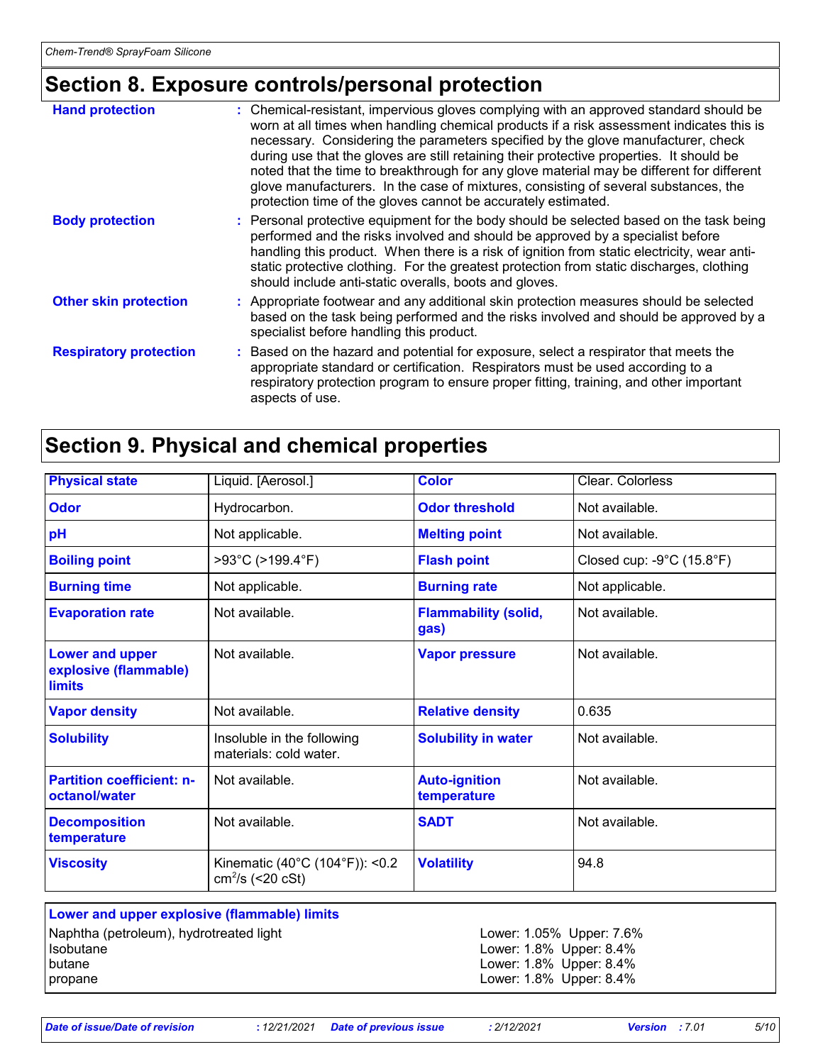## Section 8. Exposure controls/personal protection

**Hand protection** : Chemical-resistant, impervious gloves complying with an approved standard should be worn at all times when handling chemical products if a risk assessment indicates this is necessary. Considering the parameters specified by the glove manufacturer, check during use that the gloves are still retaining their protective properties. It should be noted that the time to breakthrough for any glove material may be different for different glove manufacturers. In the case of mixtures, consisting of several substances, the protection time of the gloves cannot be accurately estimated.

**Body protection** : Personal protective equipment for the body should be selected based on the task being performed and the risks involved and should be approved by a specialist before handling this product. When there is a risk of ignition from static electricity, wear anti-static protective clothing. For the greatest protection from static discharges, clothing should include anti-static overalls, boots and gloves.

**Other skin protection** : Appropriate footwear and any additional skin protection measures should be selected based on the task being performed and the risks involved and should be approved by a specialist before handling this product.

**Respiratory protection** : Based on the hazard and potential for exposure, select a respirator that meets the appropriate standard or certification. Respirators must be used according to a respiratory protection program to ensure proper fitting, training, and other important aspects of use.

## Section 9. Physical and chemical properties

| Property | Value | Property | Value |
|---|---|---|---|
| **Physical state** | Liquid. [Aerosol.] | **Color** | Clear. Colorless |
| **Odor** | Hydrocarbon. | **Odor threshold** | Not available. |
| **pH** | Not applicable. | **Melting point** | Not available. |
| **Boiling point** | >93°C (>199.4°F) | **Flash point** | Closed cup: -9°C (15.8°F) |
| **Burning time** | Not applicable. | **Burning rate** | Not applicable. |
| **Evaporation rate** | Not available. | **Flammability (solid, gas)** | Not available. |
| **Lower and upper explosive (flammable) limits** | Not available. | **Vapor pressure** | Not available. |
| **Vapor density** | Not available. | **Relative density** | 0.635 |
| **Solubility** | Insoluble in the following materials: cold water. | **Solubility in water** | Not available. |
| **Partition coefficient: n-octanol/water** | Not available. | **Auto-ignition temperature** | Not available. |
| **Decomposition temperature** | Not available. | **SADT** | Not available. |
| **Viscosity** | Kinematic (40°C (104°F)): <0.2 $cm^2/s$ (<20 cSt) | **Volatility** | 94.8 |

**Lower and upper explosive (flammable) limits**

| Substance | Limits |
|---|---|
| Naphtha (petroleum), hydrotreated light | Lower: 1.05% Upper: 7.6% |
| Isobutane | Lower: 1.8% Upper: 8.4% |
| butane | Lower: 1.8% Upper: 8.4% |
| propane | Lower: 1.8% Upper: 8.4% |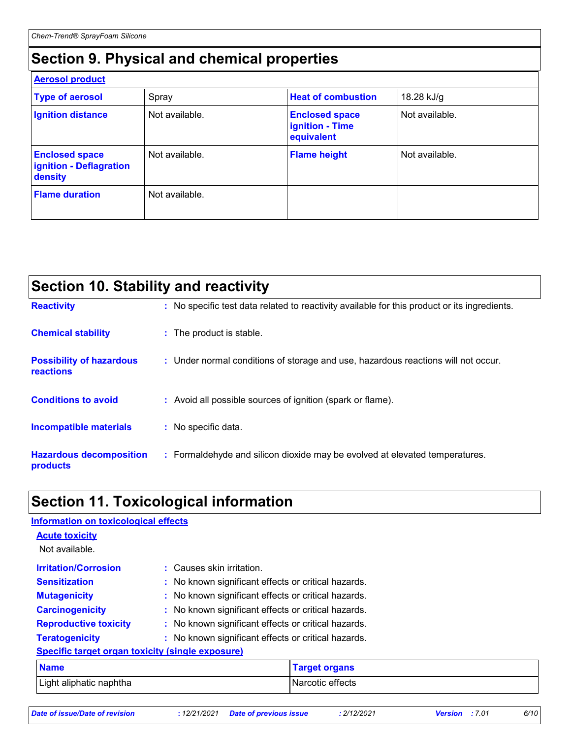## Section 9. Physical and chemical properties

**Aerosol product**

| Type of aerosol | Spray | Heat of combustion | 18.28 kJ/g |
|---|---|---|---|
| Ignition distance | Not available. | Enclosed space ignition - Time equivalent | Not available. |
| Enclosed space ignition - Deflagration density | Not available. | Flame height | Not available. |
| Flame duration | Not available. | | |

## Section 10. Stability and reactivity

**Reactivity** : No specific test data related to reactivity available for this product or its ingredients.

**Chemical stability** : The product is stable.

**Possibility of hazardous reactions** : Under normal conditions of storage and use, hazardous reactions will not occur.

**Conditions to avoid** : Avoid all possible sources of ignition (spark or flame).

**Incompatible materials** : No specific data.

**Hazardous decomposition products** : Formaldehyde and silicon dioxide may be evolved at elevated temperatures.

## Section 11. Toxicological information

**Information on toxicological effects**

**Acute toxicity**

Not available.

**Irritation/Corrosion** : Causes skin irritation.

**Sensitization** : No known significant effects or critical hazards.

**Mutagenicity** : No known significant effects or critical hazards.

**Carcinogenicity** : No known significant effects or critical hazards.

**Reproductive toxicity** : No known significant effects or critical hazards.

**Teratogenicity** : No known significant effects or critical hazards.

**Specific target organ toxicity (single exposure)**

| Name | Target organs |
|---|---|
| Light aliphatic naphtha | Narcotic effects |

*Date of issue/Date of revision : 12/21/2021 Date of previous issue : 2/12/2021 Version : 7.01*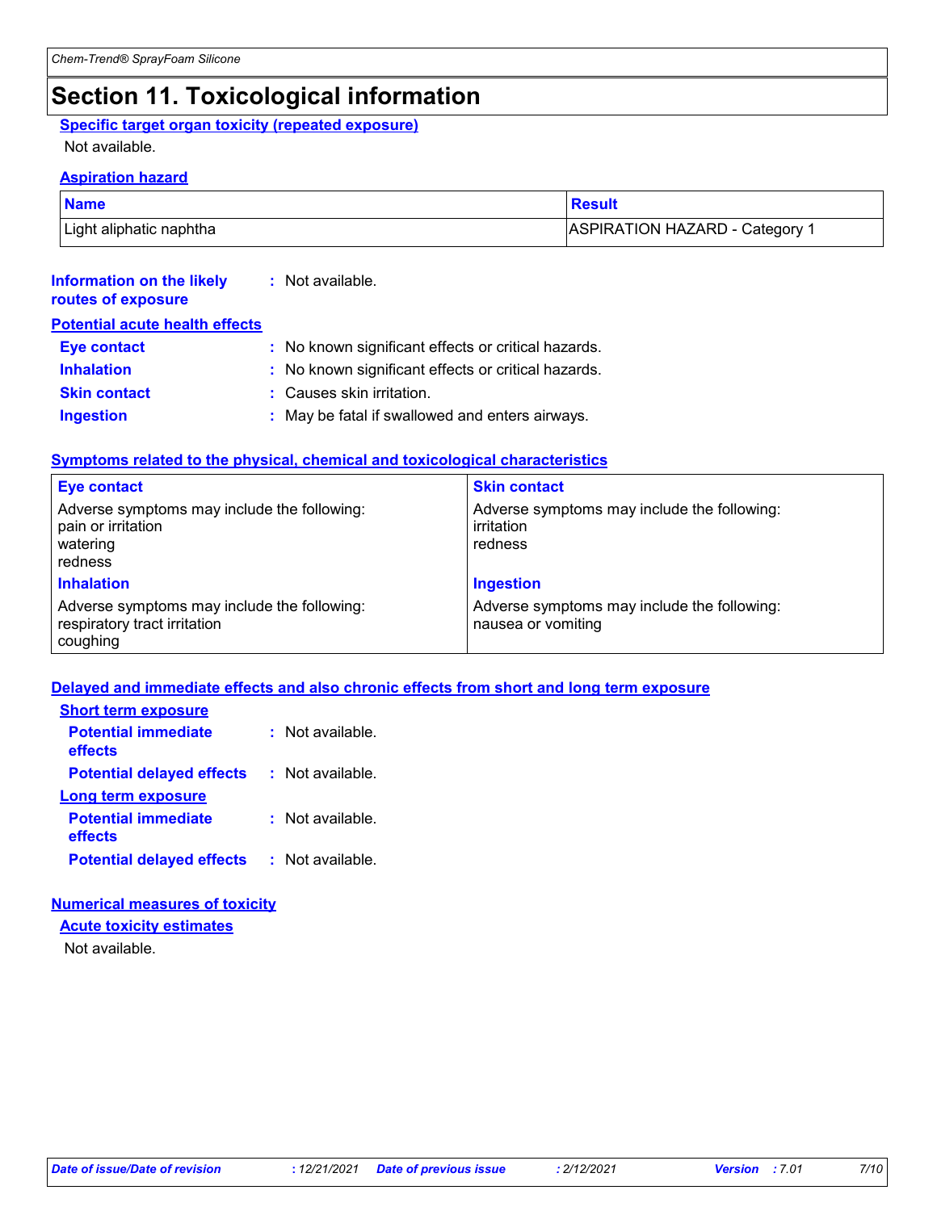# Section 11. Toxicological information

### Specific target organ toxicity (repeated exposure)

Not available.

### Aspiration hazard

| Name | Result |
|---|---|
| Light aliphatic naphtha | ASPIRATION HAZARD - Category 1 |

**Information on the likely routes of exposure** : Not available.

### Potential acute health effects

**Eye contact** : No known significant effects or critical hazards.

**Inhalation** : No known significant effects or critical hazards.

**Skin contact** : Causes skin irritation.

**Ingestion** : May be fatal if swallowed and enters airways.

### Symptoms related to the physical, chemical and toxicological characteristics

| Eye contact | Skin contact |
|---|---|
| Adverse symptoms may include the following:<br>pain or irritation<br>watering<br>redness | Adverse symptoms may include the following:<br>irritation<br>redness |
| **Inhalation** | **Ingestion** |
| Adverse symptoms may include the following:<br>respiratory tract irritation<br>coughing | Adverse symptoms may include the following:<br>nausea or vomiting |

### Delayed and immediate effects and also chronic effects from short and long term exposure

#### Short term exposure

**Potential immediate effects** : Not available.

**Potential delayed effects** : Not available.

#### Long term exposure

**Potential immediate effects** : Not available.

**Potential delayed effects** : Not available.

### Numerical measures of toxicity

#### Acute toxicity estimates

Not available.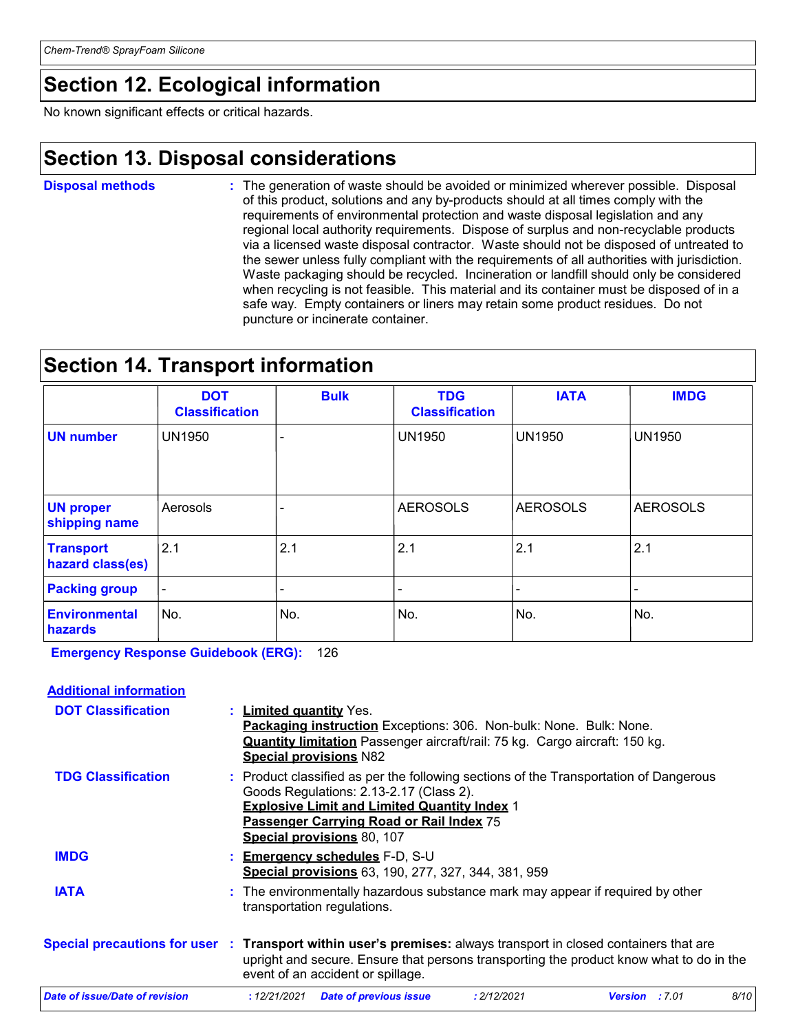## Section 12. Ecological information

No known significant effects or critical hazards.

## Section 13. Disposal considerations

**Disposal methods** : The generation of waste should be avoided or minimized wherever possible. Disposal of this product, solutions and any by-products should at all times comply with the requirements of environmental protection and waste disposal legislation and any regional local authority requirements. Dispose of surplus and non-recyclable products via a licensed waste disposal contractor. Waste should not be disposed of untreated to the sewer unless fully compliant with the requirements of all authorities with jurisdiction. Waste packaging should be recycled. Incineration or landfill should only be considered when recycling is not feasible. This material and its container must be disposed of in a safe way. Empty containers or liners may retain some product residues. Do not puncture or incinerate container.

## Section 14. Transport information

| | DOT Classification | Bulk | TDG Classification | IATA | IMDG |
|---|---|---|---|---|---|
| UN number | UN1950 | - | UN1950 | UN1950 | UN1950 |
| UN proper shipping name | Aerosols | - | AEROSOLS | AEROSOLS | AEROSOLS |
| Transport hazard class(es) | 2.1 | 2.1 | 2.1 | 2.1 | 2.1 |
| Packing group | - | - | - | - | - |
| Environmental hazards | No. | No. | No. | No. | No. |

**Emergency Response Guidebook (ERG):** 126

**Additional information**

**DOT Classification** : **Limited quantity** Yes.
**Packaging instruction** Exceptions: 306. Non-bulk: None. Bulk: None.
**Quantity limitation** Passenger aircraft/rail: 75 kg. Cargo aircraft: 150 kg.
**Special provisions** N82

**TDG Classification** : Product classified as per the following sections of the Transportation of Dangerous Goods Regulations: 2.13-2.17 (Class 2).
**Explosive Limit and Limited Quantity Index** 1
**Passenger Carrying Road or Rail Index** 75
**Special provisions** 80, 107

**IMDG** : **Emergency schedules** F-D, S-U
**Special provisions** 63, 190, 277, 327, 344, 381, 959

**IATA** : The environmentally hazardous substance mark may appear if required by other transportation regulations.

**Special precautions for user** : **Transport within user's premises:** always transport in closed containers that are upright and secure. Ensure that persons transporting the product know what to do in the event of an accident or spillage.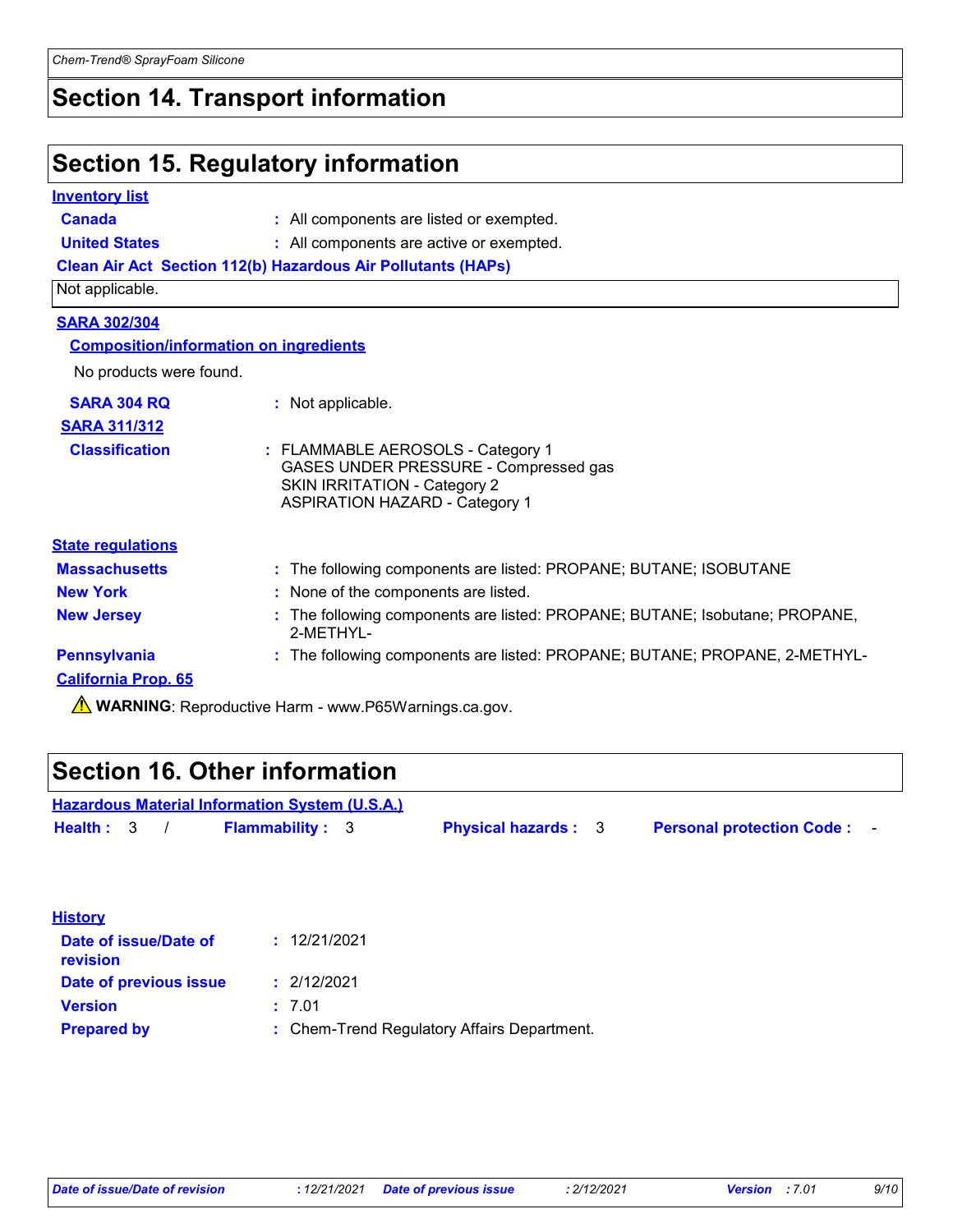## Section 14. Transport information

## Section 15. Regulatory information

**Inventory list**

**Canada** : All components are listed or exempted.

**United States** : All components are active or exempted.

**Clean Air Act Section 112(b) Hazardous Air Pollutants (HAPs)**

Not applicable.

**SARA 302/304**

**Composition/information on ingredients**

No products were found.

**SARA 304 RQ** : Not applicable.

**SARA 311/312**

**Classification** : FLAMMABLE AEROSOLS - Category 1
GASES UNDER PRESSURE - Compressed gas
SKIN IRRITATION - Category 2
ASPIRATION HAZARD - Category 1

**State regulations**

**Massachusetts** : The following components are listed: PROPANE; BUTANE; ISOBUTANE

**New York** : None of the components are listed.

**New Jersey** : The following components are listed: PROPANE; BUTANE; Isobutane; PROPANE, 2-METHYL-

**Pennsylvania** : The following components are listed: PROPANE; BUTANE; PROPANE, 2-METHYL-

**California Prop. 65**

⚠ **WARNING**: Reproductive Harm - www.P65Warnings.ca.gov.

## Section 16. Other information

**Hazardous Material Information System (U.S.A.)**

**Health :** 3 / **Flammability :** 3 **Physical hazards :** 3 **Personal protection Code :** -

**History**

**Date of issue/Date of revision** : 12/21/2021

**Date of previous issue** : 2/12/2021

**Version** : 7.01

**Prepared by** : Chem-Trend Regulatory Affairs Department.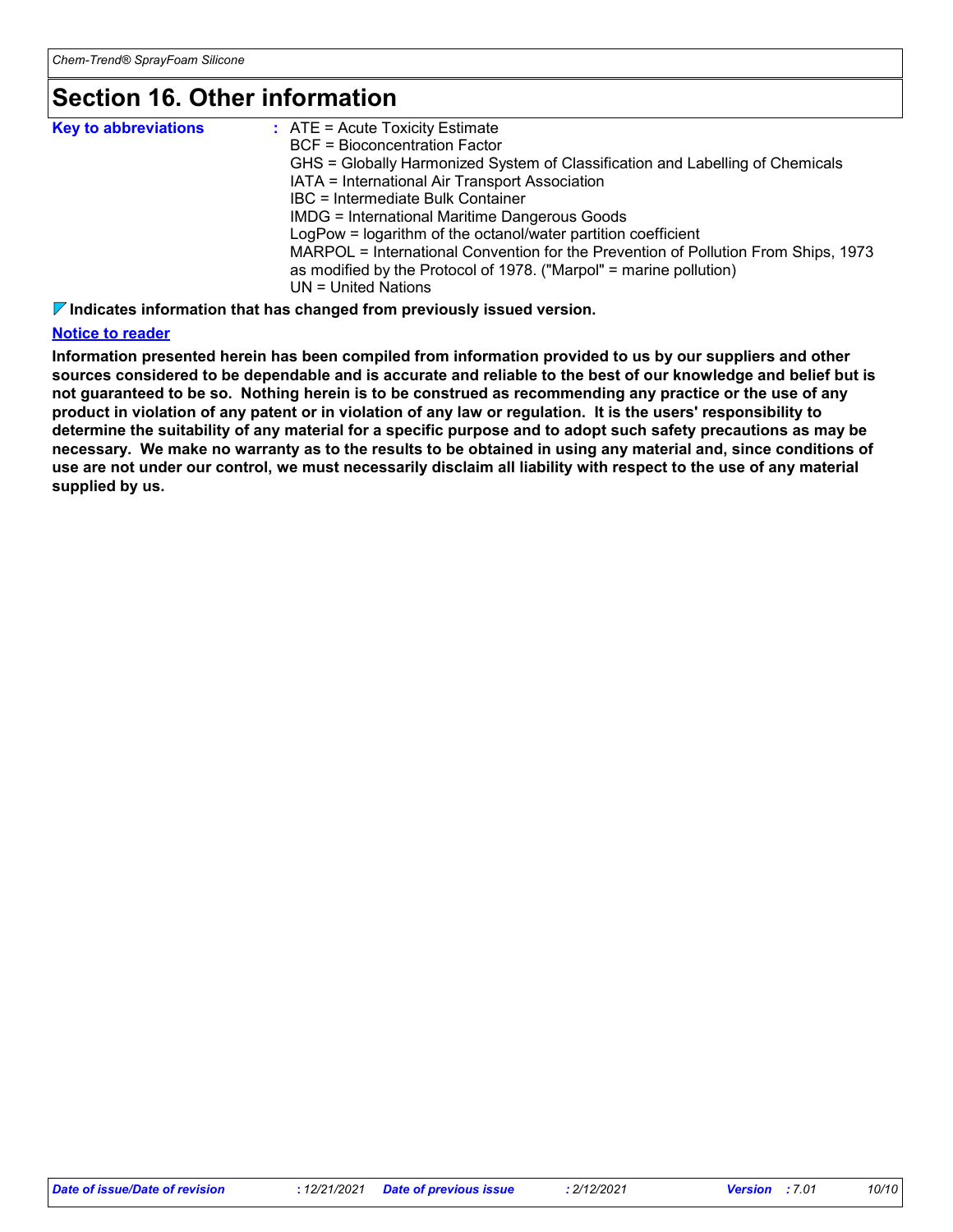## Section 16. Other information

**Key to abbreviations** : ATE = Acute Toxicity Estimate
BCF = Bioconcentration Factor
GHS = Globally Harmonized System of Classification and Labelling of Chemicals
IATA = International Air Transport Association
IBC = Intermediate Bulk Container
IMDG = International Maritime Dangerous Goods
LogPow = logarithm of the octanol/water partition coefficient
MARPOL = International Convention for the Prevention of Pollution From Ships, 1973 as modified by the Protocol of 1978. ("Marpol" = marine pollution)
UN = United Nations

**Indicates information that has changed from previously issued version.**

**Notice to reader**

**Information presented herein has been compiled from information provided to us by our suppliers and other sources considered to be dependable and is accurate and reliable to the best of our knowledge and belief but is not guaranteed to be so. Nothing herein is to be construed as recommending any practice or the use of any product in violation of any patent or in violation of any law or regulation. It is the users' responsibility to determine the suitability of any material for a specific purpose and to adopt such safety precautions as may be necessary. We make no warranty as to the results to be obtained in using any material and, since conditions of use are not under our control, we must necessarily disclaim all liability with respect to the use of any material supplied by us.**